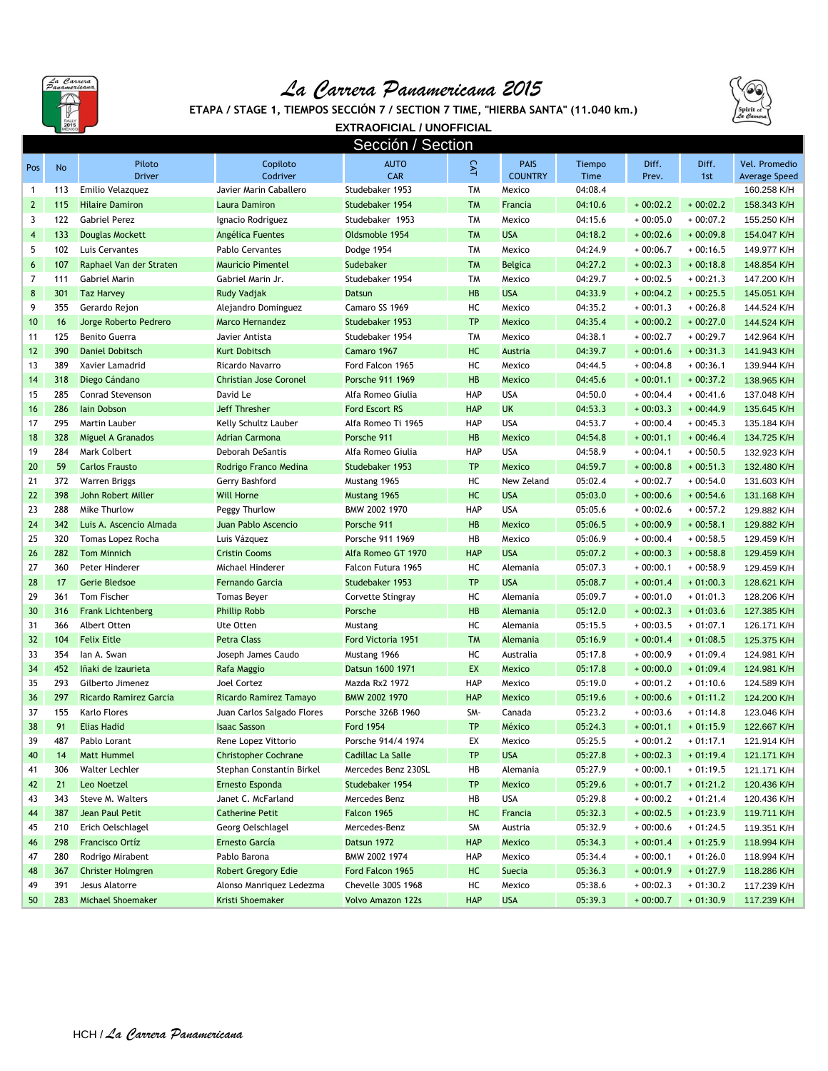# La Carrera Panamericana 2015

**ETAPA / STAGE 1, TIEMPOS SECCIÓN 7 / SECTION 7 TIME, "HIERBA SANTA" (11.040 km.)**

**EXTRAOFICIAL / UNOFFICIAL**

## Sección / Section

| Pos | No | Piloto Driver | Copiloto Codriver | AUTO CAR | CAT | PAIS COUNTRY | Tiempo Time | Diff. Prev. | Diff. 1st | Vel. Promedio Average Speed |
|---|---|---|---|---|---|---|---|---|---|---|
| 1 | 113 | Emilio Velazquez | Javier Marin Caballero | Studebaker 1953 | TM | Mexico | 04:08.4 | | | 160.258 K/H |
| 2 | 115 | Hilaire Damiron | Laura Damiron | Studebaker 1954 | TM | Francia | 04:10.6 | + 00:02.2 | + 00:02.2 | 158.343 K/H |
| 3 | 122 | Gabriel Perez | Ignacio Rodriguez | Studebaker 1953 | TM | Mexico | 04:15.6 | + 00:05.0 | + 00:07.2 | 155.250 K/H |
| 4 | 133 | Douglas Mockett | Angélica Fuentes | Oldsmoble 1954 | TM | USA | 04:18.2 | + 00:02.6 | + 00:09.8 | 154.047 K/H |
| 5 | 102 | Luis Cervantes | Pablo Cervantes | Dodge 1954 | TM | Mexico | 04:24.9 | + 00:06.7 | + 00:16.5 | 149.977 K/H |
| 6 | 107 | Raphael Van der Straten | Mauricio Pimentel | Sudebaker | TM | Belgica | 04:27.2 | + 00:02.3 | + 00:18.8 | 148.854 K/H |
| 7 | 111 | Gabriel Marin | Gabriel Marin Jr. | Studebaker 1954 | TM | Mexico | 04:29.7 | + 00:02.5 | + 00:21.3 | 147.200 K/H |
| 8 | 301 | Taz Harvey | Rudy Vadjak | Datsun | HB | USA | 04:33.9 | + 00:04.2 | + 00:25.5 | 145.051 K/H |
| 9 | 355 | Gerardo Rejon | Alejandro Dominguez | Camaro SS 1969 | HC | Mexico | 04:35.2 | + 00:01.3 | + 00:26.8 | 144.524 K/H |
| 10 | 16 | Jorge Roberto Pedrero | Marco Hernandez | Studebaker 1953 | TP | Mexico | 04:35.4 | + 00:00.2 | + 00:27.0 | 144.524 K/H |
| 11 | 125 | Benito Guerra | Javier Antista | Studebaker 1954 | TM | Mexico | 04:38.1 | + 00:02.7 | + 00:29.7 | 142.964 K/H |
| 12 | 390 | Daniel Dobitsch | Kurt Dobitsch | Camaro 1967 | HC | Austria | 04:39.7 | + 00:01.6 | + 00:31.3 | 141.943 K/H |
| 13 | 389 | Xavier Lamadrid | Ricardo Navarro | Ford Falcon 1965 | HC | Mexico | 04:44.5 | + 00:04.8 | + 00:36.1 | 139.944 K/H |
| 14 | 318 | Diego Cándano | Christian Jose Coronel | Porsche 911 1969 | HB | Mexico | 04:45.6 | + 00:01.1 | + 00:37.2 | 138.965 K/H |
| 15 | 285 | Conrad Stevenson | David Le | Alfa Romeo Giulia | HAP | USA | 04:50.0 | + 00:04.4 | + 00:41.6 | 137.048 K/H |
| 16 | 286 | Iain Dobson | Jeff Thresher | Ford Escort RS | HAP | UK | 04:53.3 | + 00:03.3 | + 00:44.9 | 135.645 K/H |
| 17 | 295 | Martin Lauber | Kelly Schultz Lauber | Alfa Romeo Ti 1965 | HAP | USA | 04:53.7 | + 00:00.4 | + 00:45.3 | 135.184 K/H |
| 18 | 328 | Miguel A Granados | Adrian Carmona | Porsche 911 | HB | Mexico | 04:54.8 | + 00:01.1 | + 00:46.4 | 134.725 K/H |
| 19 | 284 | Mark Colbert | Deborah DeSantis | Alfa Romeo Giulia | HAP | USA | 04:58.9 | + 00:04.1 | + 00:50.5 | 132.923 K/H |
| 20 | 59 | Carlos Frausto | Rodrigo Franco Medina | Studebaker 1953 | TP | Mexico | 04:59.7 | + 00:00.8 | + 00:51.3 | 132.480 K/H |
| 21 | 372 | Warren Briggs | Gerry Bashford | Mustang 1965 | HC | New Zeland | 05:02.4 | + 00:02.7 | + 00:54.0 | 131.603 K/H |
| 22 | 398 | John Robert Miller | Will Horne | Mustang 1965 | HC | USA | 05:03.0 | + 00:00.6 | + 00:54.6 | 131.168 K/H |
| 23 | 288 | Mike Thurlow | Peggy Thurlow | BMW 2002 1970 | HAP | USA | 05:05.6 | + 00:02.6 | + 00:57.2 | 129.882 K/H |
| 24 | 342 | Luis A. Ascencio Almada | Juan Pablo Ascencio | Porsche 911 | HB | Mexico | 05:06.5 | + 00:00.9 | + 00:58.1 | 129.882 K/H |
| 25 | 320 | Tomas Lopez Rocha | Luis Vázquez | Porsche 911 1969 | HB | Mexico | 05:06.9 | + 00:00.4 | + 00:58.5 | 129.459 K/H |
| 26 | 282 | Tom Minnich | Cristin Cooms | Alfa Romeo GT 1970 | HAP | USA | 05:07.2 | + 00:00.3 | + 00:58.8 | 129.459 K/H |
| 27 | 360 | Peter Hinderer | Michael Hinderer | Falcon Futura 1965 | HC | Alemania | 05:07.3 | + 00:00.1 | + 00:58.9 | 129.459 K/H |
| 28 | 17 | Gerie Bledsoe | Fernando Garcia | Studebaker 1953 | TP | USA | 05:08.7 | + 00:01.4 | + 01:00.3 | 128.621 K/H |
| 29 | 361 | Tom Fischer | Tomas Beyer | Corvette Stingray | HC | Alemania | 05:09.7 | + 00:01.0 | + 01:01.3 | 128.206 K/H |
| 30 | 316 | Frank Lichtenberg | Phillip Robb | Porsche | HB | Alemania | 05:12.0 | + 00:02.3 | + 01:03.6 | 127.385 K/H |
| 31 | 366 | Albert Otten | Ute Otten | Mustang | HC | Alemania | 05:15.5 | + 00:03.5 | + 01:07.1 | 126.171 K/H |
| 32 | 104 | Felix Eitle | Petra Class | Ford Victoria 1951 | TM | Alemania | 05:16.9 | + 00:01.4 | + 01:08.5 | 125.375 K/H |
| 33 | 354 | Ian A. Swan | Joseph James Caudo | Mustang 1966 | HC | Australia | 05:17.8 | + 00:00.9 | + 01:09.4 | 124.981 K/H |
| 34 | 452 | Iñaki de Izaurieta | Rafa Maggio | Datsun 1600 1971 | EX | Mexico | 05:17.8 | + 00:00.0 | + 01:09.4 | 124.981 K/H |
| 35 | 293 | Gilberto Jimenez | Joel Cortez | Mazda Rx2 1972 | HAP | Mexico | 05:19.0 | + 00:01.2 | + 01:10.6 | 124.589 K/H |
| 36 | 297 | Ricardo Ramirez Garcia | Ricardo Ramirez Tamayo | BMW 2002 1970 | HAP | Mexico | 05:19.6 | + 00:00.6 | + 01:11.2 | 124.200 K/H |
| 37 | 155 | Karlo Flores | Juan Carlos Salgado Flores | Porsche 326B 1960 | SM- | Canada | 05:23.2 | + 00:03.6 | + 01:14.8 | 123.046 K/H |
| 38 | 91 | Elias Hadid | Isaac Sasson | Ford 1954 | TP | México | 05:24.3 | + 00:01.1 | + 01:15.9 | 122.667 K/H |
| 39 | 487 | Pablo Lorant | Rene Lopez Vittorio | Porsche 914/4 1974 | EX | Mexico | 05:25.5 | + 00:01.2 | + 01:17.1 | 121.914 K/H |
| 40 | 14 | Matt Hummel | Christopher Cochrane | Cadillac La Salle | TP | USA | 05:27.8 | + 00:02.3 | + 01:19.4 | 121.171 K/H |
| 41 | 306 | Walter Lechler | Stephan Constantin Birkel | Mercedes Benz 230SL | HB | Alemania | 05:27.9 | + 00:00.1 | + 01:19.5 | 121.171 K/H |
| 42 | 21 | Leo Noetzel | Ernesto Esponda | Studebaker 1954 | TP | Mexico | 05:29.6 | + 00:01.7 | + 01:21.2 | 120.436 K/H |
| 43 | 343 | Steve M. Walters | Janet C. McFarland | Mercedes Benz | HB | USA | 05:29.8 | + 00:00.2 | + 01:21.4 | 120.436 K/H |
| 44 | 387 | Jean Paul Petit | Catherine Petit | Falcon 1965 | HC | Francia | 05:32.3 | + 00:02.5 | + 01:23.9 | 119.711 K/H |
| 45 | 210 | Erich Oelschlagel | Georg Oelschlagel | Mercedes-Benz | SM | Austria | 05:32.9 | + 00:00.6 | + 01:24.5 | 119.351 K/H |
| 46 | 298 | Francisco Ortíz | Ernesto García | Datsun 1972 | HAP | Mexico | 05:34.3 | + 00:01.4 | + 01:25.9 | 118.994 K/H |
| 47 | 280 | Rodrigo Mirabent | Pablo Barona | BMW 2002 1974 | HAP | Mexico | 05:34.4 | + 00:00.1 | + 01:26.0 | 118.994 K/H |
| 48 | 367 | Christer Holmgren | Robert Gregory Edie | Ford Falcon 1965 | HC | Suecia | 05:36.3 | + 00:01.9 | + 01:27.9 | 118.286 K/H |
| 49 | 391 | Jesus Alatorre | Alonso Manriquez Ledezma | Chevelle 300S 1968 | HC | Mexico | 05:38.6 | + 00:02.3 | + 01:30.2 | 117.239 K/H |
| 50 | 283 | Michael Shoemaker | Kristi Shoemaker | Volvo Amazon 122s | HAP | USA | 05:39.3 | + 00:00.7 | + 01:30.9 | 117.239 K/H |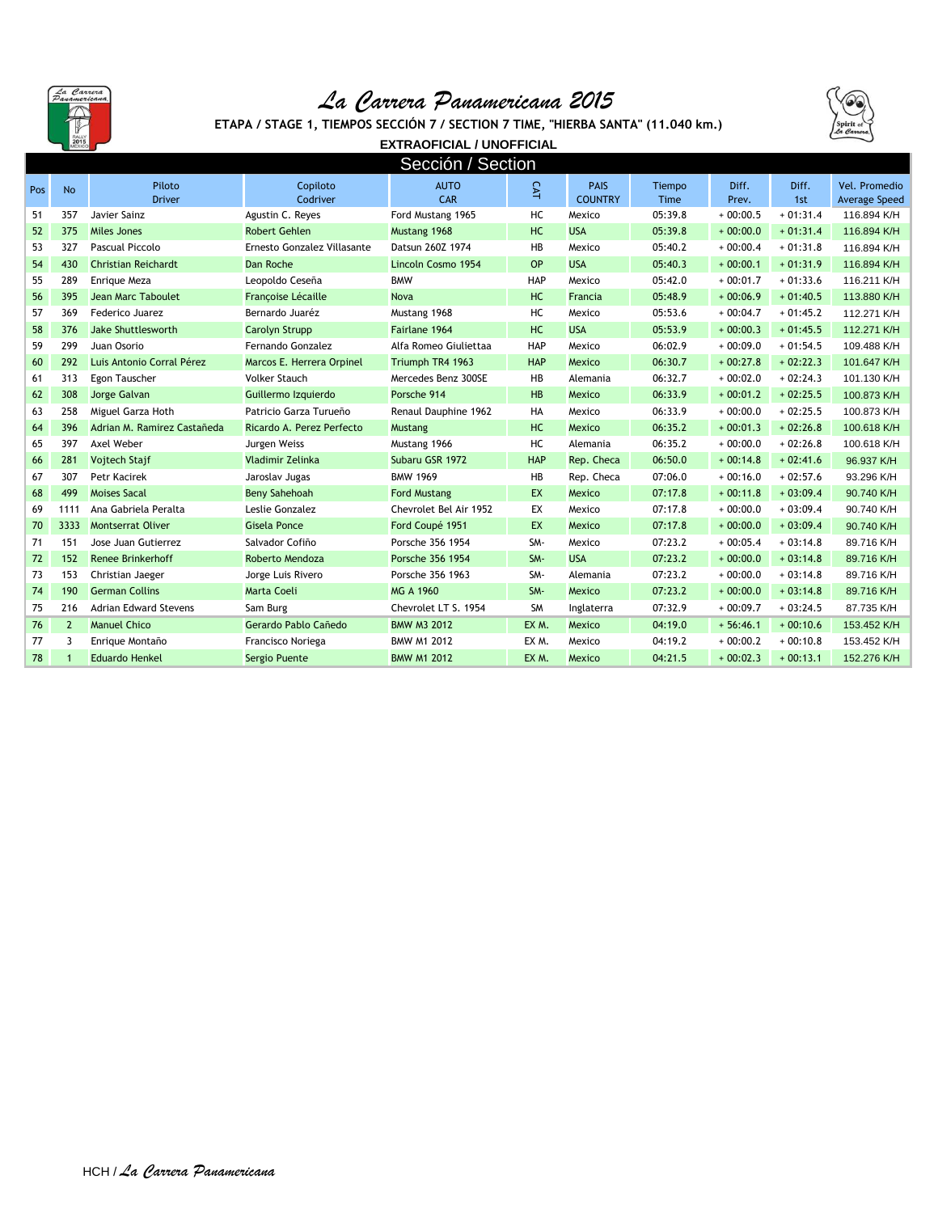# La Carrera Panamericana 2015

**ETAPA / STAGE 1, TIEMPOS SECCIÓN 7 / SECTION 7 TIME, "HIERBA SANTA" (11.040 km.)**

**EXTRAOFICIAL / UNOFFICIAL**

## Sección / Section

| Pos | No | Piloto Driver | Copiloto Codriver | AUTO CAR | CAT | PAIS COUNTRY | Tiempo Time | Diff. Prev. | Diff. 1st | Vel. Promedio Average Speed |
|---|---|---|---|---|---|---|---|---|---|---|
| 51 | 357 | Javier Sainz | Agustin C. Reyes | Ford Mustang 1965 | HC | Mexico | 05:39.8 | + 00:00.5 | + 01:31.4 | 116.894 K/H |
| 52 | 375 | Miles Jones | Robert Gehlen | Mustang 1968 | HC | USA | 05:39.8 | + 00:00.0 | + 01:31.4 | 116.894 K/H |
| 53 | 327 | Pascual Piccolo | Ernesto Gonzalez Villasante | Datsun 260Z 1974 | HB | Mexico | 05:40.2 | + 00:00.4 | + 01:31.8 | 116.894 K/H |
| 54 | 430 | Christian Reichardt | Dan Roche | Lincoln Cosmo 1954 | OP | USA | 05:40.3 | + 00:00.1 | + 01:31.9 | 116.894 K/H |
| 55 | 289 | Enrique Meza | Leopoldo Ceseña | BMW | HAP | Mexico | 05:42.0 | + 00:01.7 | + 01:33.6 | 116.211 K/H |
| 56 | 395 | Jean Marc Taboulet | Françoise Lécaille | Nova | HC | Francia | 05:48.9 | + 00:06.9 | + 01:40.5 | 113.880 K/H |
| 57 | 369 | Federico Juarez | Bernardo Juaréz | Mustang 1968 | HC | Mexico | 05:53.6 | + 00:04.7 | + 01:45.2 | 112.271 K/H |
| 58 | 376 | Jake Shuttlesworth | Carolyn Strupp | Fairlane 1964 | HC | USA | 05:53.9 | + 00:00.3 | + 01:45.5 | 112.271 K/H |
| 59 | 299 | Juan Osorio | Fernando Gonzalez | Alfa Romeo Giuliettaa | HAP | Mexico | 06:02.9 | + 00:09.0 | + 01:54.5 | 109.488 K/H |
| 60 | 292 | Luis Antonio Corral Pérez | Marcos E. Herrera Orpinel | Triumph TR4 1963 | HAP | Mexico | 06:30.7 | + 00:27.8 | + 02:22.3 | 101.647 K/H |
| 61 | 313 | Egon Tauscher | Volker Stauch | Mercedes Benz 300SE | HB | Alemania | 06:32.7 | + 00:02.0 | + 02:24.3 | 101.130 K/H |
| 62 | 308 | Jorge Galvan | Guillermo Izquierdo | Porsche 914 | HB | Mexico | 06:33.9 | + 00:01.2 | + 02:25.5 | 100.873 K/H |
| 63 | 258 | Miguel Garza Hoth | Patricio Garza Turueño | Renaul Dauphine 1962 | HA | Mexico | 06:33.9 | + 00:00.0 | + 02:25.5 | 100.873 K/H |
| 64 | 396 | Adrian M. Ramirez Castañeda | Ricardo A. Perez Perfecto | Mustang | HC | Mexico | 06:35.2 | + 00:01.3 | + 02:26.8 | 100.618 K/H |
| 65 | 397 | Axel Weber | Jurgen Weiss | Mustang 1966 | HC | Alemania | 06:35.2 | + 00:00.0 | + 02:26.8 | 100.618 K/H |
| 66 | 281 | Vojtech Stajf | Vladimir Zelinka | Subaru GSR 1972 | HAP | Rep. Checa | 06:50.0 | + 00:14.8 | + 02:41.6 | 96.937 K/H |
| 67 | 307 | Petr Kacirek | Jaroslav Jugas | BMW 1969 | HB | Rep. Checa | 07:06.0 | + 00:16.0 | + 02:57.6 | 93.296 K/H |
| 68 | 499 | Moises Sacal | Beny Sahehoah | Ford Mustang | EX | Mexico | 07:17.8 | + 00:11.8 | + 03:09.4 | 90.740 K/H |
| 69 | 1111 | Ana Gabriela Peralta | Leslie Gonzalez | Chevrolet Bel Air 1952 | EX | Mexico | 07:17.8 | + 00:00.0 | + 03:09.4 | 90.740 K/H |
| 70 | 3333 | Montserrat Oliver | Gisela Ponce | Ford Coupé 1951 | EX | Mexico | 07:17.8 | + 00:00.0 | + 03:09.4 | 90.740 K/H |
| 71 | 151 | Jose Juan Gutierrez | Salvador Cofiño | Porsche 356 1954 | SM- | Mexico | 07:23.2 | + 00:05.4 | + 03:14.8 | 89.716 K/H |
| 72 | 152 | Renee Brinkerhoff | Roberto Mendoza | Porsche 356 1954 | SM- | USA | 07:23.2 | + 00:00.0 | + 03:14.8 | 89.716 K/H |
| 73 | 153 | Christian Jaeger | Jorge Luis Rivero | Porsche 356 1963 | SM- | Alemania | 07:23.2 | + 00:00.0 | + 03:14.8 | 89.716 K/H |
| 74 | 190 | German Collins | Marta Coeli | MG A 1960 | SM- | Mexico | 07:23.2 | + 00:00.0 | + 03:14.8 | 89.716 K/H |
| 75 | 216 | Adrian Edward Stevens | Sam Burg | Chevrolet LT S. 1954 | SM | Inglaterra | 07:32.9 | + 00:09.7 | + 03:24.5 | 87.735 K/H |
| 76 | 2 | Manuel Chico | Gerardo Pablo Cañedo | BMW M3 2012 | EX M. | Mexico | 04:19.0 | + 56:46.1 | + 00:10.6 | 153.452 K/H |
| 77 | 3 | Enrique Montaño | Francisco Noriega | BMW M1 2012 | EX M. | Mexico | 04:19.2 | + 00:00.2 | + 00:10.8 | 153.452 K/H |
| 78 | 1 | Eduardo Henkel | Sergio Puente | BMW M1 2012 | EX M. | Mexico | 04:21.5 | + 00:02.3 | + 00:13.1 | 152.276 K/H |

HCH / La Carrera Panamericana